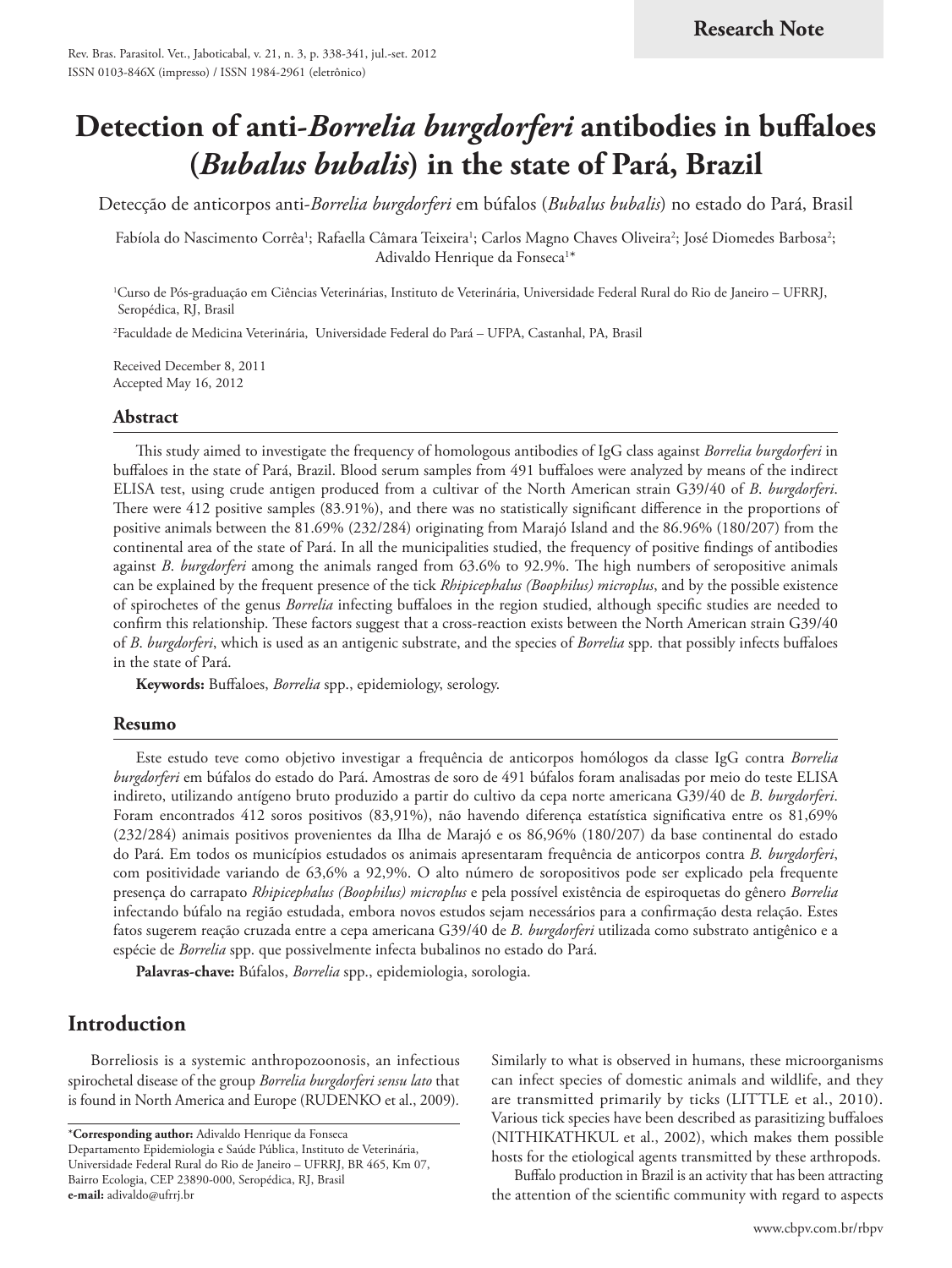**Research Note**

# Detection of anti-*Borrelia burgdorferi* antibodies in buffaloes (*Bubalus bubalis*) in the state of Pará, Brazil

Detecção de anticorpos anti-*Borrelia burgdorferi* em búfalos (*Bubalus bubalis*) no estado do Pará, Brasil

Fabíola do Nascimento Corrêa[1]; Rafaella Câmara Teixeira[1]; Carlos Magno Chaves Oliveira[2]; José Diomedes Barbosa[2]; Adivaldo Henrique da Fonseca[1]*

[1]Curso de Pós-graduação em Ciências Veterinárias, Instituto de Veterinária, Universidade Federal Rural do Rio de Janeiro – UFRRJ, Seropédica, RJ, Brasil

[2]Faculdade de Medicina Veterinária, Universidade Federal do Pará – UFPA, Castanhal, PA, Brasil

Received December 8, 2011
Accepted May 16, 2012

## Abstract

This study aimed to investigate the frequency of homologous antibodies of IgG class against *Borrelia burgdorferi* in buffaloes in the state of Pará, Brazil. Blood serum samples from 491 buffaloes were analyzed by means of the indirect ELISA test, using crude antigen produced from a cultivar of the North American strain G39/40 of *B. burgdorferi*. There were 412 positive samples (83.91%), and there was no statistically significant difference in the proportions of positive animals between the 81.69% (232/284) originating from Marajó Island and the 86.96% (180/207) from the continental area of the state of Pará. In all the municipalities studied, the frequency of positive findings of antibodies against *B. burgdorferi* among the animals ranged from 63.6% to 92.9%. The high numbers of seropositive animals can be explained by the frequent presence of the tick *Rhipicephalus (Boophilus) microplus*, and by the possible existence of spirochetes of the genus *Borrelia* infecting buffaloes in the region studied, although specific studies are needed to confirm this relationship. These factors suggest that a cross-reaction exists between the North American strain G39/40 of *B. burgdorferi*, which is used as an antigenic substrate, and the species of *Borrelia* spp. that possibly infects buffaloes in the state of Pará.

**Keywords:** Buffaloes, *Borrelia* spp., epidemiology, serology.

## Resumo

Este estudo teve como objetivo investigar a frequência de anticorpos homólogos da classe IgG contra *Borrelia burgdorferi* em búfalos do estado do Pará. Amostras de soro de 491 búfalos foram analisadas por meio do teste ELISA indireto, utilizando antígeno bruto produzido a partir do cultivo da cepa norte americana G39/40 de *B. burgdorferi*. Foram encontrados 412 soros positivos (83,91%), não havendo diferença estatística significativa entre os 81,69% (232/284) animais positivos provenientes da Ilha de Marajó e os 86,96% (180/207) da base continental do estado do Pará. Em todos os municípios estudados os animais apresentaram frequência de anticorpos contra *B. burgdorferi*, com positividade variando de 63,6% a 92,9%. O alto número de soropositivos pode ser explicado pela frequente presença do carrapato *Rhipicephalus (Boophilus) microplus* e pela possível existência de espiroquetas do gênero *Borrelia* infectando búfalo na região estudada, embora novos estudos sejam necessários para a confirmação desta relação. Estes fatos sugerem reação cruzada entre a cepa americana G39/40 de *B. burgdorferi* utilizada como substrato antigênico e a espécie de *Borrelia* spp. que possivelmente infecta bubalinos no estado do Pará.

**Palavras-chave:** Búfalos, *Borrelia* spp., epidemiologia, sorologia.

## Introduction

Borreliosis is a systemic anthropozoonosis, an infectious spirochetal disease of the group *Borrelia burgdorferi sensu lato* that is found in North America and Europe (RUDENKO et al., 2009). Similarly to what is observed in humans, these microorganisms can infect species of domestic animals and wildlife, and they are transmitted primarily by ticks (LITTLE et al., 2010). Various tick species have been described as parasitizing buffaloes (NITHIKATHKUL et al., 2002), which makes them possible hosts for the etiological agents transmitted by these arthropods.

Buffalo production in Brazil is an activity that has been attracting the attention of the scientific community with regard to aspects

*Corresponding author: Adivaldo Henrique da Fonseca
Departamento Epidemiologia e Saúde Pública, Instituto de Veterinária, Universidade Federal Rural do Rio de Janeiro – UFRRJ, BR 465, Km 07, Bairro Ecologia, CEP 23890-000, Seropédica, RJ, Brasil
e-mail: adivaldo@ufrrj.br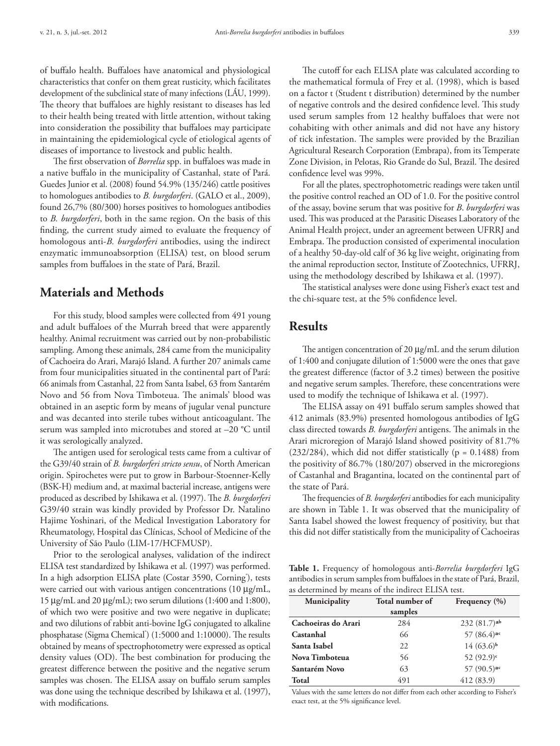of buffalo health. Buffaloes have anatomical and physiological characteristics that confer on them great rusticity, which facilitates development of the subclinical state of many infections (LÁU, 1999). The theory that buffaloes are highly resistant to diseases has led to their health being treated with little attention, without taking into consideration the possibility that buffaloes may participate in maintaining the epidemiological cycle of etiological agents of diseases of importance to livestock and public health.

The first observation of *Borrelia* spp. in buffaloes was made in a native buffalo in the municipality of Castanhal, state of Pará. Guedes Junior et al. (2008) found 54.9% (135/246) cattle positives to homologues antibodies to *B. burgdorferi*. (GALO et al., 2009), found 26,7% (80/300) horses positives to homologues antibodies to *B. burgdorferi*, both in the same region. On the basis of this finding, the current study aimed to evaluate the frequency of homologous anti-*B. burgdorferi* antibodies, using the indirect enzymatic immunoabsorption (ELISA) test, on blood serum samples from buffaloes in the state of Pará, Brazil.

## Materials and Methods

For this study, blood samples were collected from 491 young and adult buffaloes of the Murrah breed that were apparently healthy. Animal recruitment was carried out by non-probabilistic sampling. Among these animals, 284 came from the municipality of Cachoeira do Arari, Marajó Island. A further 207 animals came from four municipalities situated in the continental part of Pará: 66 animals from Castanhal, 22 from Santa Isabel, 63 from Santarém Novo and 56 from Nova Timboteua. The animals' blood was obtained in an aseptic form by means of jugular venal puncture and was decanted into sterile tubes without anticoagulant. The serum was sampled into microtubes and stored at –20 °C until it was serologically analyzed.

The antigen used for serological tests came from a cultivar of the G39/40 strain of *B. burgdorferi stricto sensu*, of North American origin. Spirochetes were put to grow in Barbour-Stoenner-Kelly (BSK-H) medium and, at maximal bacterial increase, antigens were produced as described by Ishikawa et al. (1997). The *B. burgdorferi* G39/40 strain was kindly provided by Professor Dr. Natalino Hajime Yoshinari, of the Medical Investigation Laboratory for Rheumatology, Hospital das Clínicas, School of Medicine of the University of São Paulo (LIM-17/HCFMUSP).

Prior to the serological analyses, validation of the indirect ELISA test standardized by Ishikawa et al. (1997) was performed. In a high adsorption ELISA plate (Costar 3590, Corning®), tests were carried out with various antigen concentrations (10 μg/mL, 15 μg/mL and 20 μg/mL); two serum dilutions (1:400 and 1:800), of which two were positive and two were negative in duplicate; and two dilutions of rabbit anti-bovine IgG conjugated to alkaline phosphatase (Sigma Chemical®) (1:5000 and 1:10000). The results obtained by means of spectrophotometry were expressed as optical density values (OD). The best combination for producing the greatest difference between the positive and the negative serum samples was chosen. The ELISA assay on buffalo serum samples was done using the technique described by Ishikawa et al. (1997), with modifications.

The cutoff for each ELISA plate was calculated according to the mathematical formula of Frey et al. (1998), which is based on a factor t (Student t distribution) determined by the number of negative controls and the desired confidence level. This study used serum samples from 12 healthy buffaloes that were not cohabiting with other animals and did not have any history of tick infestation. The samples were provided by the Brazilian Agricultural Research Corporation (Embrapa), from its Temperate Zone Division, in Pelotas, Rio Grande do Sul, Brazil. The desired confidence level was 99%.

For all the plates, spectrophotometric readings were taken until the positive control reached an OD of 1.0. For the positive control of the assay, bovine serum that was positive for *B. burgdorferi* was used. This was produced at the Parasitic Diseases Laboratory of the Animal Health project, under an agreement between UFRRJ and Embrapa. The production consisted of experimental inoculation of a healthy 50-day-old calf of 36 kg live weight, originating from the animal reproduction sector, Institute of Zootechnics, UFRRJ, using the methodology described by Ishikawa et al. (1997).

The statistical analyses were done using Fisher's exact test and the chi-square test, at the 5% confidence level.

## Results

The antigen concentration of 20 μg/mL and the serum dilution of 1:400 and conjugate dilution of 1:5000 were the ones that gave the greatest difference (factor of 3.2 times) between the positive and negative serum samples. Therefore, these concentrations were used to modify the technique of Ishikawa et al. (1997).

The ELISA assay on 491 buffalo serum samples showed that 412 animals (83.9%) presented homologous antibodies of IgG class directed towards *B. burgdorferi* antigens. The animals in the Arari microregion of Marajó Island showed positivity of 81.7% (232/284), which did not differ statistically ($p = 0.1488$) from the positivity of 86.7% (180/207) observed in the microregions of Castanhal and Bragantina, located on the continental part of the state of Pará.

The frequencies of *B. burgdorferi* antibodies for each municipality are shown in Table 1. It was observed that the municipality of Santa Isabel showed the lowest frequency of positivity, but that this did not differ statistically from the municipality of Cachoeiras

**Table 1.** Frequency of homologous anti-*Borrelia burgdorferi* IgG antibodies in serum samples from buffaloes in the state of Pará, Brazil, as determined by means of the indirect ELISA test.

| Municipality | Total number of samples | Frequency (%) |
|---|---|---|
| **Cachoeiras do Arari** | 284 | 232 (81.7)[ab] |
| **Castanhal** | 66 | 57 (86.4)[ac] |
| **Santa Isabel** | 22 | 14 (63.6)[b] |
| **Nova Timboteua** | 56 | 52 (92.9)[c] |
| **Santarém Novo** | 63 | 57 (90.5)[ac] |
| **Total** | 491 | 412 (83.9) |

Values with the same letters do not differ from each other according to Fisher's exact test, at the 5% significance level.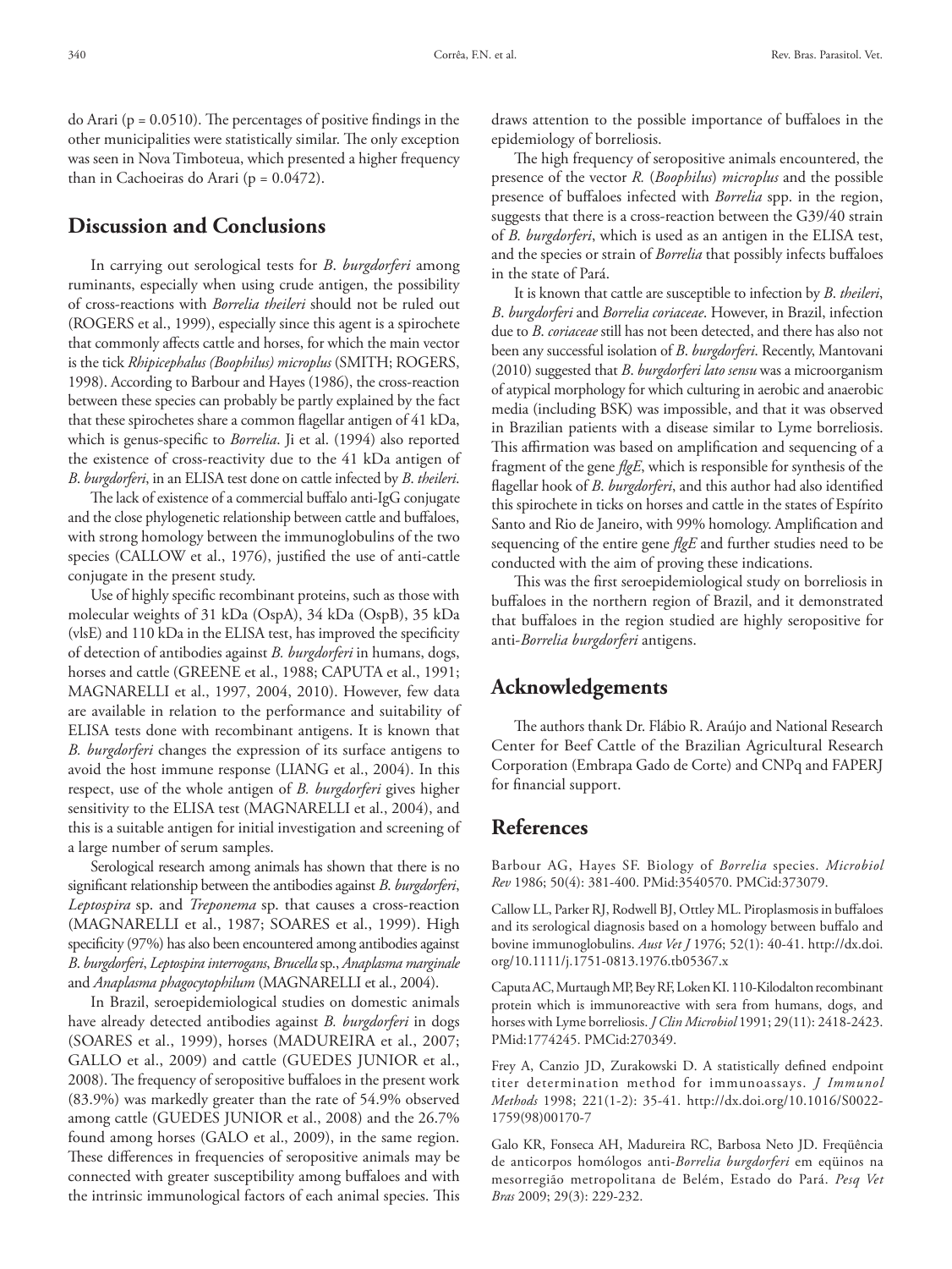do Arari (p = 0.0510). The percentages of positive findings in the other municipalities were statistically similar. The only exception was seen in Nova Timboteua, which presented a higher frequency than in Cachoeiras do Arari (p = 0.0472).

## Discussion and Conclusions

In carrying out serological tests for *B. burgdorferi* among ruminants, especially when using crude antigen, the possibility of cross-reactions with *Borrelia theileri* should not be ruled out (ROGERS et al., 1999), especially since this agent is a spirochete that commonly affects cattle and horses, for which the main vector is the tick *Rhipicephalus (Boophilus) microplus* (SMITH; ROGERS, 1998). According to Barbour and Hayes (1986), the cross-reaction between these species can probably be partly explained by the fact that these spirochetes share a common flagellar antigen of 41 kDa, which is genus-specific to *Borrelia*. Ji et al. (1994) also reported the existence of cross-reactivity due to the 41 kDa antigen of *B. burgdorferi*, in an ELISA test done on cattle infected by *B. theileri*.

The lack of existence of a commercial buffalo anti-IgG conjugate and the close phylogenetic relationship between cattle and buffaloes, with strong homology between the immunoglobulins of the two species (CALLOW et al., 1976), justified the use of anti-cattle conjugate in the present study.

Use of highly specific recombinant proteins, such as those with molecular weights of 31 kDa (OspA), 34 kDa (OspB), 35 kDa (vlsE) and 110 kDa in the ELISA test, has improved the specificity of detection of antibodies against *B. burgdorferi* in humans, dogs, horses and cattle (GREENE et al., 1988; CAPUTA et al., 1991; MAGNARELLI et al., 1997, 2004, 2010). However, few data are available in relation to the performance and suitability of ELISA tests done with recombinant antigens. It is known that *B. burgdorferi* changes the expression of its surface antigens to avoid the host immune response (LIANG et al., 2004). In this respect, use of the whole antigen of *B. burgdorferi* gives higher sensitivity to the ELISA test (MAGNARELLI et al., 2004), and this is a suitable antigen for initial investigation and screening of a large number of serum samples.

Serological research among animals has shown that there is no significant relationship between the antibodies against *B. burgdorferi*, *Leptospira* sp. and *Treponema* sp. that causes a cross-reaction (MAGNARELLI et al., 1987; SOARES et al., 1999). High specificity (97%) has also been encountered among antibodies against *B. burgdorferi*, *Leptospira interrogans*, *Brucella* sp., *Anaplasma marginale* and *Anaplasma phagocytophilum* (MAGNARELLI et al., 2004).

In Brazil, seroepidemiological studies on domestic animals have already detected antibodies against *B. burgdorferi* in dogs (SOARES et al., 1999), horses (MADUREIRA et al., 2007; GALLO et al., 2009) and cattle (GUEDES JUNIOR et al., 2008). The frequency of seropositive buffaloes in the present work (83.9%) was markedly greater than the rate of 54.9% observed among cattle (GUEDES JUNIOR et al., 2008) and the 26.7% found among horses (GALO et al., 2009), in the same region. These differences in frequencies of seropositive animals may be connected with greater susceptibility among buffaloes and with the intrinsic immunological factors of each animal species. This draws attention to the possible importance of buffaloes in the epidemiology of borreliosis.

The high frequency of seropositive animals encountered, the presence of the vector *R. (Boophilus) microplus* and the possible presence of buffaloes infected with *Borrelia* spp. in the region, suggests that there is a cross-reaction between the G39/40 strain of *B. burgdorferi*, which is used as an antigen in the ELISA test, and the species or strain of *Borrelia* that possibly infects buffaloes in the state of Pará.

It is known that cattle are susceptible to infection by *B. theileri*, *B. burgdorferi* and *Borrelia coriaceae*. However, in Brazil, infection due to *B. coriaceae* still has not been detected, and there has also not been any successful isolation of *B. burgdorferi*. Recently, Mantovani (2010) suggested that *B. burgdorferi lato sensu* was a microorganism of atypical morphology for which culturing in aerobic and anaerobic media (including BSK) was impossible, and that it was observed in Brazilian patients with a disease similar to Lyme borreliosis. This affirmation was based on amplification and sequencing of a fragment of the gene *flgE*, which is responsible for synthesis of the flagellar hook of *B. burgdorferi*, and this author had also identified this spirochete in ticks on horses and cattle in the states of Espírito Santo and Rio de Janeiro, with 99% homology. Amplification and sequencing of the entire gene *flgE* and further studies need to be conducted with the aim of proving these indications.

This was the first seroepidemiological study on borreliosis in buffaloes in the northern region of Brazil, and it demonstrated that buffaloes in the region studied are highly seropositive for anti-*Borrelia burgdorferi* antigens.

## Acknowledgements

The authors thank Dr. Flábio R. Araújo and National Research Center for Beef Cattle of the Brazilian Agricultural Research Corporation (Embrapa Gado de Corte) and CNPq and FAPERJ for financial support.

## References

Barbour AG, Hayes SF. Biology of *Borrelia* species. *Microbiol Rev* 1986; 50(4): 381-400. PMid:3540570. PMCid:373079.

Callow LL, Parker RJ, Rodwell BJ, Ottley ML. Piroplasmosis in buffaloes and its serological diagnosis based on a homology between buffalo and bovine immunoglobulins. *Aust Vet J* 1976; 52(1): 40-41. http://dx.doi.org/10.1111/j.1751-0813.1976.tb05367.x

Caputa AC, Murtaugh MP, Bey RF, Loken KI. 110-Kilodalton recombinant protein which is immunoreactive with sera from humans, dogs, and horses with Lyme borreliosis. *J Clin Microbiol* 1991; 29(11): 2418-2423. PMid:1774245. PMCid:270349.

Frey A, Canzio JD, Zurakowski D. A statistically defined endpoint titer determination method for immunoassays. *J Immunol Methods* 1998; 221(1-2): 35-41. http://dx.doi.org/10.1016/S0022-1759(98)00170-7

Galo KR, Fonseca AH, Madureira RC, Barbosa Neto JD. Freqüência de anticorpos homólogos anti-*Borrelia burgdorferi* em eqüinos na mesorregião metropolitana de Belém, Estado do Pará. *Pesq Vet Bras* 2009; 29(3): 229-232.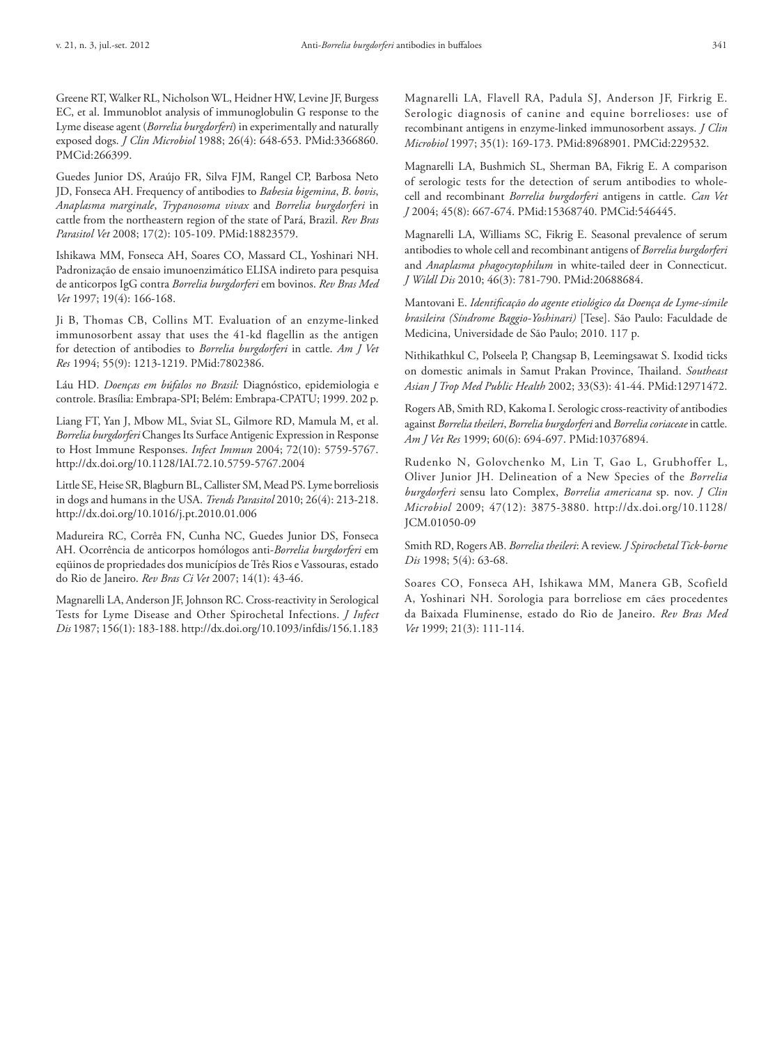Greene RT, Walker RL, Nicholson WL, Heidner HW, Levine JF, Burgess EC, et al. Immunoblot analysis of immunoglobulin G response to the Lyme disease agent (*Borrelia burgdorferi*) in experimentally and naturally exposed dogs. *J Clin Microbiol* 1988; 26(4): 648-653. PMid:3366860. PMCid:266399.

Guedes Junior DS, Araújo FR, Silva FJM, Rangel CP, Barbosa Neto JD, Fonseca AH. Frequency of antibodies to *Babesia bigemina*, *B. bovis*, *Anaplasma marginale*, *Trypanosoma vivax* and *Borrelia burgdorferi* in cattle from the northeastern region of the state of Pará, Brazil. *Rev Bras Parasitol Vet* 2008; 17(2): 105-109. PMid:18823579.

Ishikawa MM, Fonseca AH, Soares CO, Massard CL, Yoshinari NH. Padronização de ensaio imunoenzimático ELISA indireto para pesquisa de anticorpos IgG contra *Borrelia burgdorferi* em bovinos. *Rev Bras Med Vet* 1997; 19(4): 166-168.

Ji B, Thomas CB, Collins MT. Evaluation of an enzyme-linked immunosorbent assay that uses the 41-kd flagellin as the antigen for detection of antibodies to *Borrelia burgdorferi* in cattle. *Am J Vet Res* 1994; 55(9): 1213-1219. PMid:7802386.

Láu HD. *Doenças em búfalos no Brasil:* Diagnóstico, epidemiologia e controle. Brasília: Embrapa-SPI; Belém: Embrapa-CPATU; 1999. 202 p.

Liang FT, Yan J, Mbow ML, Sviat SL, Gilmore RD, Mamula M, et al. *Borrelia burgdorferi* Changes Its Surface Antigenic Expression in Response to Host Immune Responses. *Infect Immun* 2004; 72(10): 5759-5767. http://dx.doi.org/10.1128/IAI.72.10.5759-5767.2004

Little SE, Heise SR, Blagburn BL, Callister SM, Mead PS. Lyme borreliosis in dogs and humans in the USA. *Trends Parasitol* 2010; 26(4): 213-218. http://dx.doi.org/10.1016/j.pt.2010.01.006

Madureira RC, Corrêa FN, Cunha NC, Guedes Junior DS, Fonseca AH. Ocorrência de anticorpos homólogos anti-*Borrelia burgdorferi* em eqüinos de propriedades dos municípios de Três Rios e Vassouras, estado do Rio de Janeiro. *Rev Bras Ci Vet* 2007; 14(1): 43-46.

Magnarelli LA, Anderson JF, Johnson RC. Cross-reactivity in Serological Tests for Lyme Disease and Other Spirochetal Infections. *J Infect Dis* 1987; 156(1): 183-188. http://dx.doi.org/10.1093/infdis/156.1.183

Magnarelli LA, Flavell RA, Padula SJ, Anderson JF, Firkrig E. Serologic diagnosis of canine and equine borrelioses: use of recombinant antigens in enzyme-linked immunosorbent assays. *J Clin Microbiol* 1997; 35(1): 169-173. PMid:8968901. PMCid:229532.

Magnarelli LA, Bushmich SL, Sherman BA, Fikrig E. A comparison of serologic tests for the detection of serum antibodies to whole-cell and recombinant *Borrelia burgdorferi* antigens in cattle. *Can Vet J* 2004; 45(8): 667-674. PMid:15368740. PMCid:546445.

Magnarelli LA, Williams SC, Fikrig E. Seasonal prevalence of serum antibodies to whole cell and recombinant antigens of *Borrelia burgdorferi* and *Anaplasma phagocytophilum* in white-tailed deer in Connecticut. *J Wildl Dis* 2010; 46(3): 781-790. PMid:20688684.

Mantovani E. *Identificação do agente etiológico da Doença de Lyme-símile brasileira (Síndrome Baggio-Yoshinari)* [Tese]. São Paulo: Faculdade de Medicina, Universidade de São Paulo; 2010. 117 p.

Nithikathkul C, Polseela P, Changsap B, Leemingsawat S. Ixodid ticks on domestic animals in Samut Prakan Province, Thailand. *Southeast Asian J Trop Med Public Health* 2002; 33(S3): 41-44. PMid:12971472.

Rogers AB, Smith RD, Kakoma I. Serologic cross-reactivity of antibodies against *Borrelia theileri*, *Borrelia burgdorferi* and *Borrelia coriaceae* in cattle. *Am J Vet Res* 1999; 60(6): 694-697. PMid:10376894.

Rudenko N, Golovchenko M, Lin T, Gao L, Grubhoffer L, Oliver Junior JH. Delineation of a New Species of the *Borrelia burgdorferi* sensu lato Complex, *Borrelia americana* sp. nov. *J Clin Microbiol* 2009; 47(12): 3875-3880. http://dx.doi.org/10.1128/JCM.01050-09

Smith RD, Rogers AB. *Borrelia theileri*: A review. *J Spirochetal Tick-borne Dis* 1998; 5(4): 63-68.

Soares CO, Fonseca AH, Ishikawa MM, Manera GB, Scofield A, Yoshinari NH. Sorologia para borreliose em cães procedentes da Baixada Fluminense, estado do Rio de Janeiro. *Rev Bras Med Vet* 1999; 21(3): 111-114.